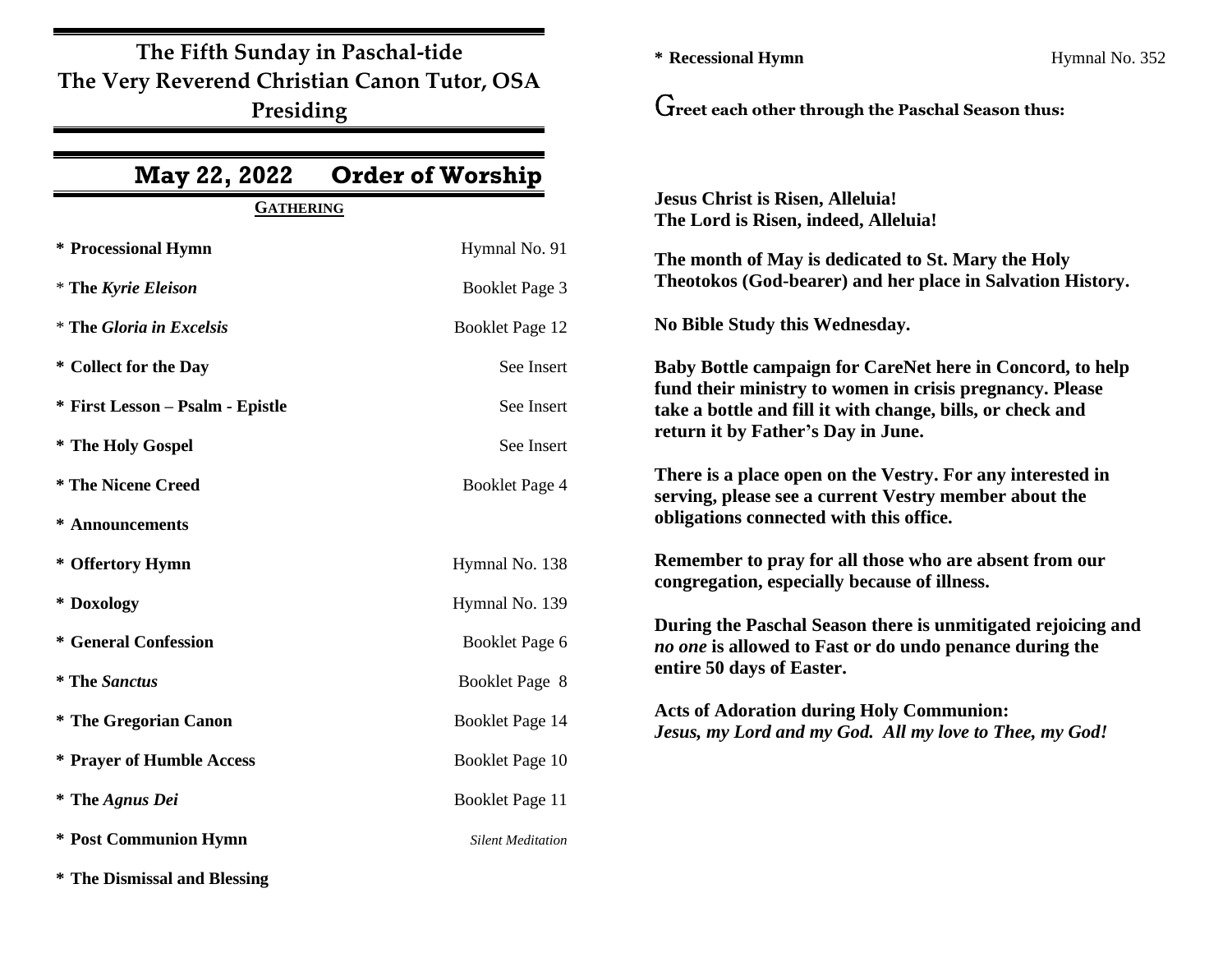# The Fifth Sunday in Paschal-tide
## The Very Reverend Christian Canon Tutor, OSA Presiding

## May 22, 2022 Order of Worship

### GATHERING

| | |
|---|---|
| **\* Processional Hymn** | Hymnal No. 91 |
| \* **The *Kyrie Eleison*** | Booklet Page 3 |
| \* **The *Gloria in Excelsis*** | Booklet Page 12 |
| **\* Collect for the Day** | See Insert |
| **\* First Lesson – Psalm - Epistle** | See Insert |
| **\* The Holy Gospel** | See Insert |
| **\* The Nicene Creed** | Booklet Page 4 |
| **\* Announcements** | |
| **\* Offertory Hymn** | Hymnal No. 138 |
| **\* Doxology** | Hymnal No. 139 |
| **\* General Confession** | Booklet Page 6 |
| **\* The *Sanctus*** | Booklet Page 8 |
| **\* The Gregorian Canon** | Booklet Page 14 |
| **\* Prayer of Humble Access** | Booklet Page 10 |
| **\* The *Agnus Dei*** | Booklet Page 11 |
| **\* Post Communion Hymn** | *Silent Meditation* |
| **\* The Dismissal and Blessing** | |
| **\* Recessional Hymn** | Hymnal No. 352 |

**Greet each other through the Paschal Season thus:**

**Jesus Christ is Risen, Alleluia!**
**The Lord is Risen, indeed, Alleluia!**

**The month of May is dedicated to St. Mary the Holy Theotokos (God-bearer) and her place in Salvation History.**

**No Bible Study this Wednesday.**

**Baby Bottle campaign for CareNet here in Concord, to help fund their ministry to women in crisis pregnancy. Please take a bottle and fill it with change, bills, or check and return it by Father's Day in June.**

**There is a place open on the Vestry. For any interested in serving, please see a current Vestry member about the obligations connected with this office.**

**Remember to pray for all those who are absent from our congregation, especially because of illness.**

**During the Paschal Season there is unmitigated rejoicing and *no one* is allowed to Fast or do undo penance during the entire 50 days of Easter.**

**Acts of Adoration during Holy Communion:**
***Jesus, my Lord and my God. All my love to Thee, my God!***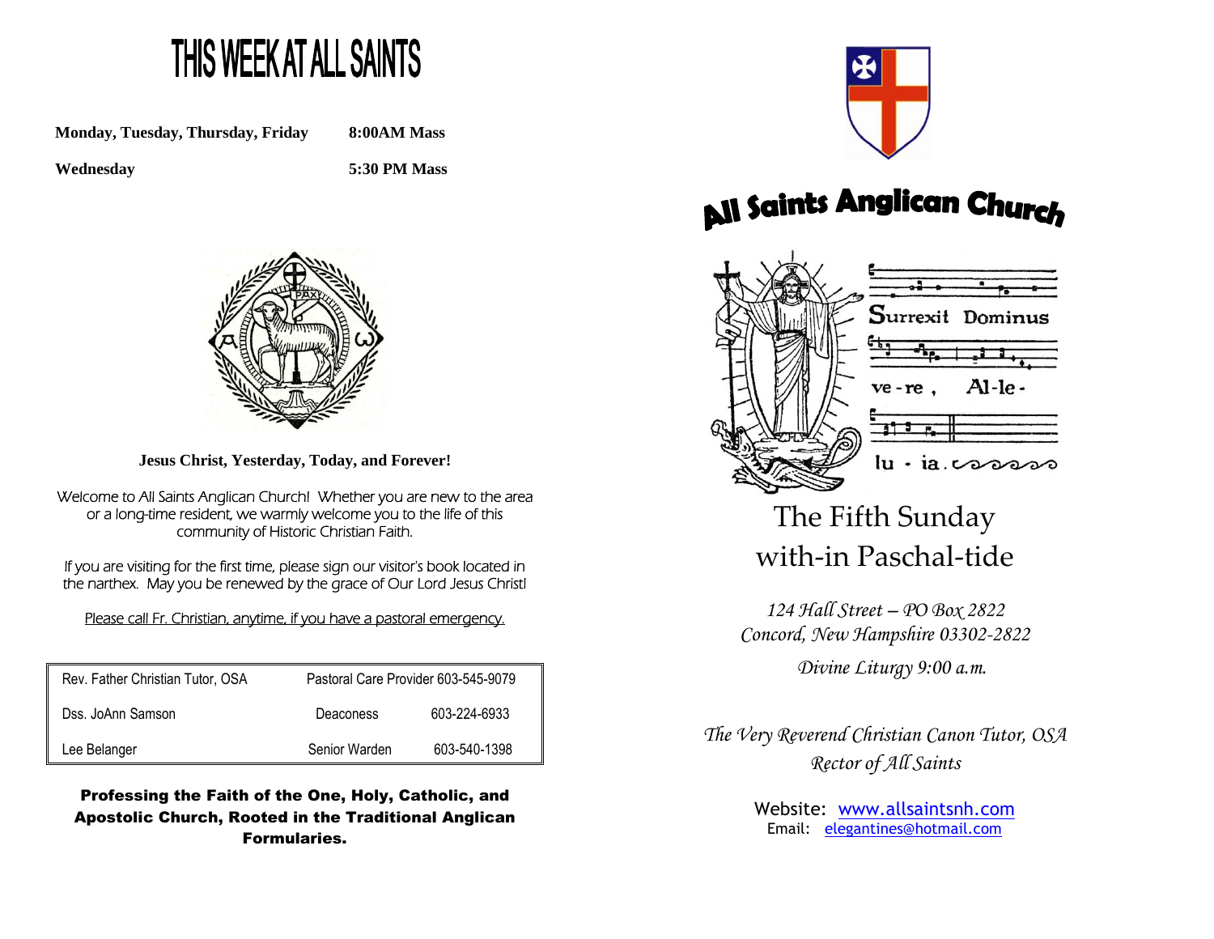# THIS WEEK AT ALL SAINTS

| | |
|---|---|
| **Monday, Tuesday, Thursday, Friday** | **8:00AM Mass** |
| **Wednesday** | **5:30 PM Mass** |

**Jesus Christ, Yesterday, Today, and Forever!**

Welcome to All Saints Anglican Church! Whether you are new to the area or a long-time resident, we warmly welcome you to the life of this community of Historic Christian Faith.

If you are visiting for the first time, please sign our visitor's book located in the narthex. May you be renewed by the grace of Our Lord Jesus Christ!

Please call Fr. Christian, anytime, if you have a pastoral emergency.

| | | |
|---|---|---|
| Rev. Father Christian Tutor, OSA | Pastoral Care Provider 603-545-9079 | |
| Dss. JoAnn Samson | Deaconess | 603-224-6933 |
| Lee Belanger | Senior Warden | 603-540-1398 |

**Professing the Faith of the One, Holy, Catholic, and Apostolic Church, Rooted in the Traditional Anglican Formularies.**

# All Saints Anglican Church

Surrexit Dominus vere, Alleluia.

## The Fifth Sunday with-in Paschal-tide

*124 Hall Street – PO Box 2822*
*Concord, New Hampshire 03302-2822*

*Divine Liturgy 9:00 a.m.*

*The Very Reverend Christian Canon Tutor, OSA*
*Rector of All Saints*

Website: www.allsaintsnh.com
Email: elegantines@hotmail.com